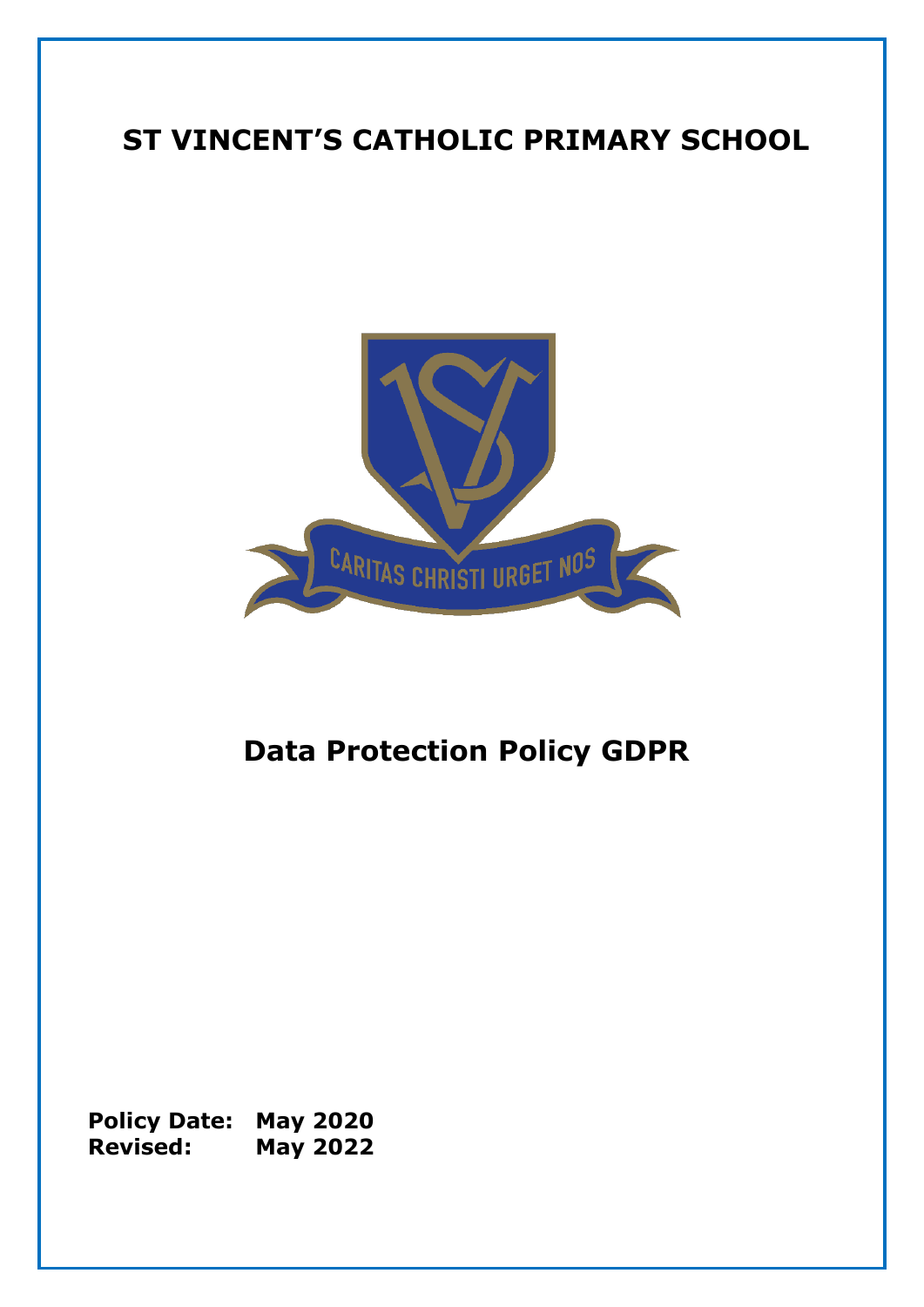# ST VINCENT'S CATHOLIC PRIMARY SCHOOL

CARITAS CHRISTI URGET NOS

## Data Protection Policy GDPR

**Policy Date: May 2020**
**Revised: May 2022**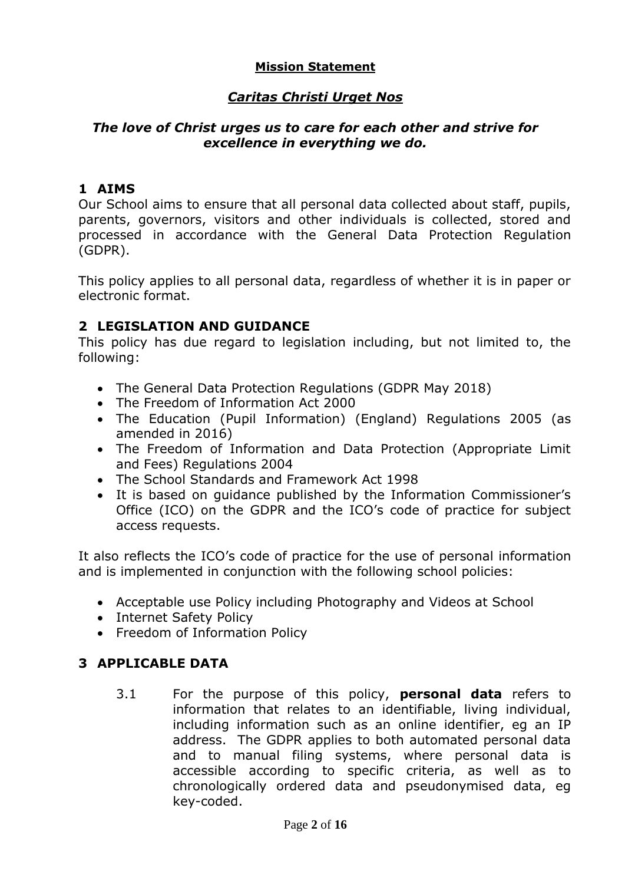**Mission Statement**

***Caritas Christi Urget Nos***

***The love of Christ urges us to care for each other and strive for excellence in everything we do.***

## 1 AIMS

Our School aims to ensure that all personal data collected about staff, pupils, parents, governors, visitors and other individuals is collected, stored and processed in accordance with the General Data Protection Regulation (GDPR).

This policy applies to all personal data, regardless of whether it is in paper or electronic format.

## 2 LEGISLATION AND GUIDANCE

This policy has due regard to legislation including, but not limited to, the following:

- The General Data Protection Regulations (GDPR May 2018)
- The Freedom of Information Act 2000
- The Education (Pupil Information) (England) Regulations 2005 (as amended in 2016)
- The Freedom of Information and Data Protection (Appropriate Limit and Fees) Regulations 2004
- The School Standards and Framework Act 1998
- It is based on guidance published by the Information Commissioner's Office (ICO) on the GDPR and the ICO's code of practice for subject access requests.

It also reflects the ICO's code of practice for the use of personal information and is implemented in conjunction with the following school policies:

- Acceptable use Policy including Photography and Videos at School
- Internet Safety Policy
- Freedom of Information Policy

## 3 APPLICABLE DATA

3.1 For the purpose of this policy, **personal data** refers to information that relates to an identifiable, living individual, including information such as an online identifier, eg an IP address. The GDPR applies to both automated personal data and to manual filing systems, where personal data is accessible according to specific criteria, as well as to chronologically ordered data and pseudonymised data, eg key-coded.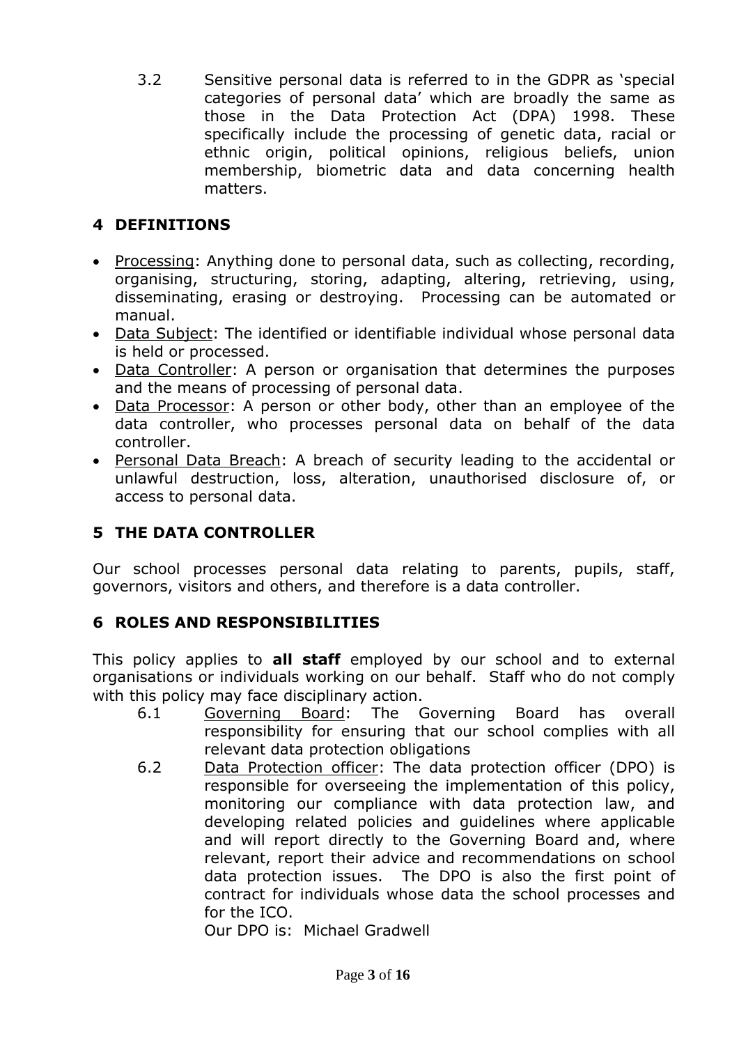3.2 Sensitive personal data is referred to in the GDPR as 'special categories of personal data' which are broadly the same as those in the Data Protection Act (DPA) 1998. These specifically include the processing of genetic data, racial or ethnic origin, political opinions, religious beliefs, union membership, biometric data and data concerning health matters.

## 4 DEFINITIONS

- <u>Processing</u>: Anything done to personal data, such as collecting, recording, organising, structuring, storing, adapting, altering, retrieving, using, disseminating, erasing or destroying. Processing can be automated or manual.
- <u>Data Subject</u>: The identified or identifiable individual whose personal data is held or processed.
- <u>Data Controller</u>: A person or organisation that determines the purposes and the means of processing of personal data.
- <u>Data Processor</u>: A person or other body, other than an employee of the data controller, who processes personal data on behalf of the data controller.
- <u>Personal Data Breach</u>: A breach of security leading to the accidental or unlawful destruction, loss, alteration, unauthorised disclosure of, or access to personal data.

## 5 THE DATA CONTROLLER

Our school processes personal data relating to parents, pupils, staff, governors, visitors and others, and therefore is a data controller.

## 6 ROLES AND RESPONSIBILITIES

This policy applies to **all staff** employed by our school and to external organisations or individuals working on our behalf. Staff who do not comply with this policy may face disciplinary action.

6.1 <u>Governing Board</u>: The Governing Board has overall responsibility for ensuring that our school complies with all relevant data protection obligations

6.2 <u>Data Protection officer</u>: The data protection officer (DPO) is responsible for overseeing the implementation of this policy, monitoring our compliance with data protection law, and developing related policies and guidelines where applicable and will report directly to the Governing Board and, where relevant, report their advice and recommendations on school data protection issues. The DPO is also the first point of contract for individuals whose data the school processes and for the ICO.
Our DPO is: Michael Gradwell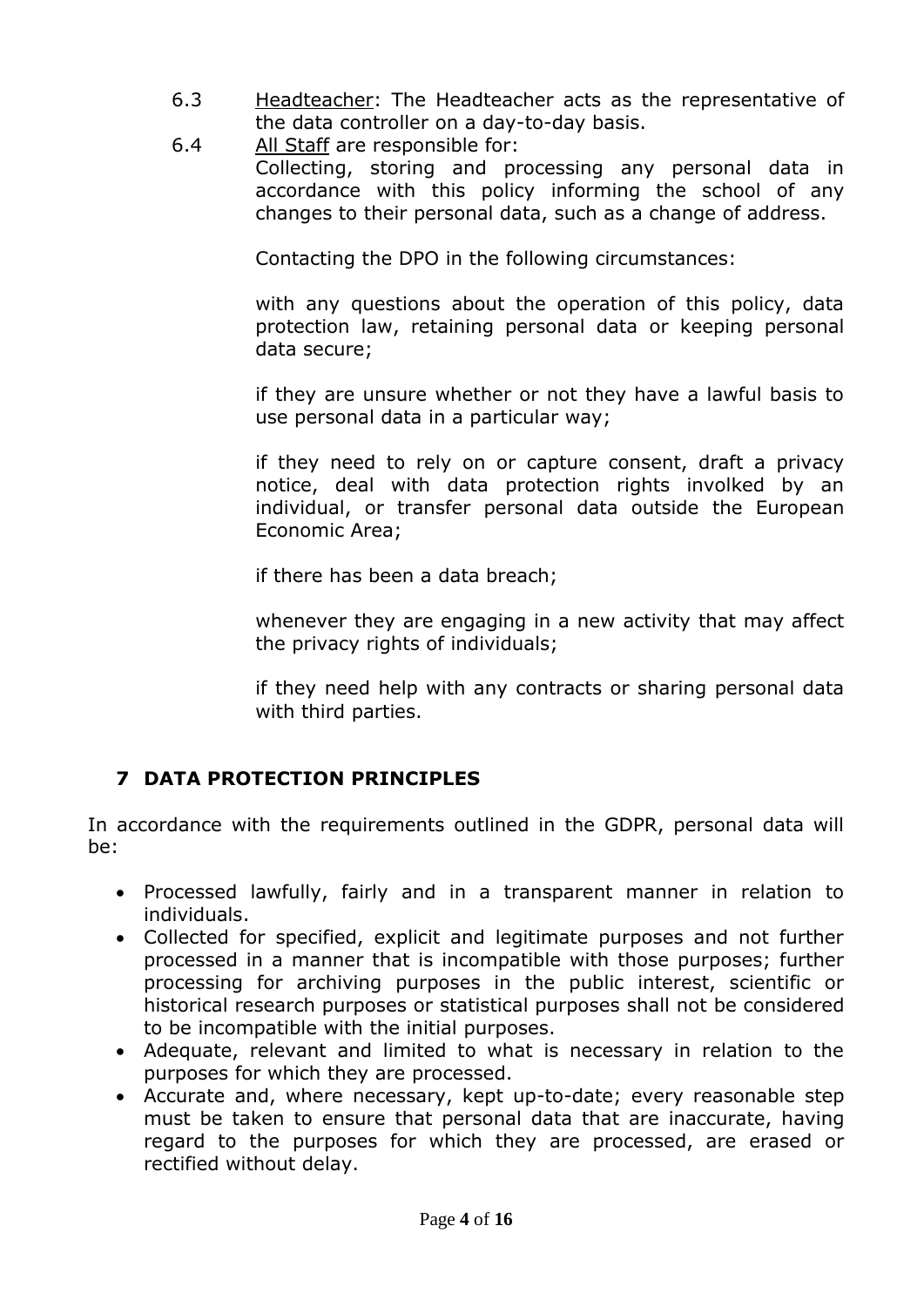6.3 Headteacher: The Headteacher acts as the representative of the data controller on a day-to-day basis.

6.4 All Staff are responsible for:

Collecting, storing and processing any personal data in accordance with this policy informing the school of any changes to their personal data, such as a change of address.

Contacting the DPO in the following circumstances:

with any questions about the operation of this policy, data protection law, retaining personal data or keeping personal data secure;

if they are unsure whether or not they have a lawful basis to use personal data in a particular way;

if they need to rely on or capture consent, draft a privacy notice, deal with data protection rights involked by an individual, or transfer personal data outside the European Economic Area;

if there has been a data breach;

whenever they are engaging in a new activity that may affect the privacy rights of individuals;

if they need help with any contracts or sharing personal data with third parties.

## 7 DATA PROTECTION PRINCIPLES

In accordance with the requirements outlined in the GDPR, personal data will be:

- Processed lawfully, fairly and in a transparent manner in relation to individuals.
- Collected for specified, explicit and legitimate purposes and not further processed in a manner that is incompatible with those purposes; further processing for archiving purposes in the public interest, scientific or historical research purposes or statistical purposes shall not be considered to be incompatible with the initial purposes.
- Adequate, relevant and limited to what is necessary in relation to the purposes for which they are processed.
- Accurate and, where necessary, kept up-to-date; every reasonable step must be taken to ensure that personal data that are inaccurate, having regard to the purposes for which they are processed, are erased or rectified without delay.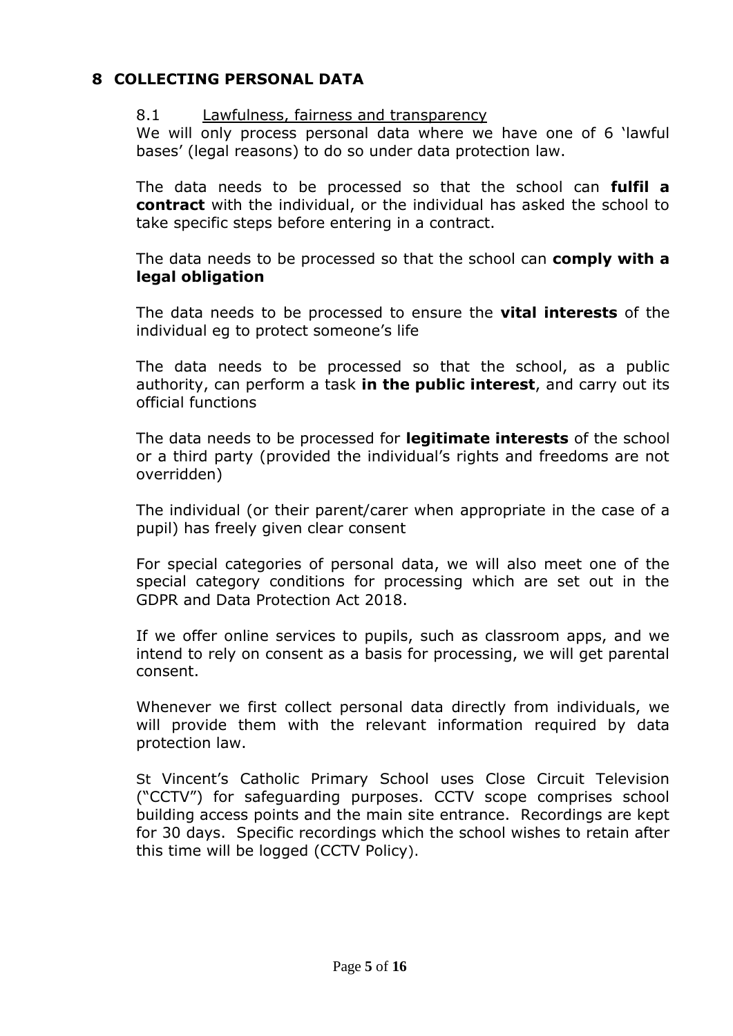## 8 COLLECTING PERSONAL DATA

### 8.1 Lawfulness, fairness and transparency

We will only process personal data where we have one of 6 'lawful bases' (legal reasons) to do so under data protection law.

The data needs to be processed so that the school can **fulfil a contract** with the individual, or the individual has asked the school to take specific steps before entering in a contract.

The data needs to be processed so that the school can **comply with a legal obligation**

The data needs to be processed to ensure the **vital interests** of the individual eg to protect someone's life

The data needs to be processed so that the school, as a public authority, can perform a task **in the public interest**, and carry out its official functions

The data needs to be processed for **legitimate interests** of the school or a third party (provided the individual's rights and freedoms are not overridden)

The individual (or their parent/carer when appropriate in the case of a pupil) has freely given clear consent

For special categories of personal data, we will also meet one of the special category conditions for processing which are set out in the GDPR and Data Protection Act 2018.

If we offer online services to pupils, such as classroom apps, and we intend to rely on consent as a basis for processing, we will get parental consent.

Whenever we first collect personal data directly from individuals, we will provide them with the relevant information required by data protection law.

St Vincent's Catholic Primary School uses Close Circuit Television ("CCTV") for safeguarding purposes. CCTV scope comprises school building access points and the main site entrance. Recordings are kept for 30 days. Specific recordings which the school wishes to retain after this time will be logged (CCTV Policy).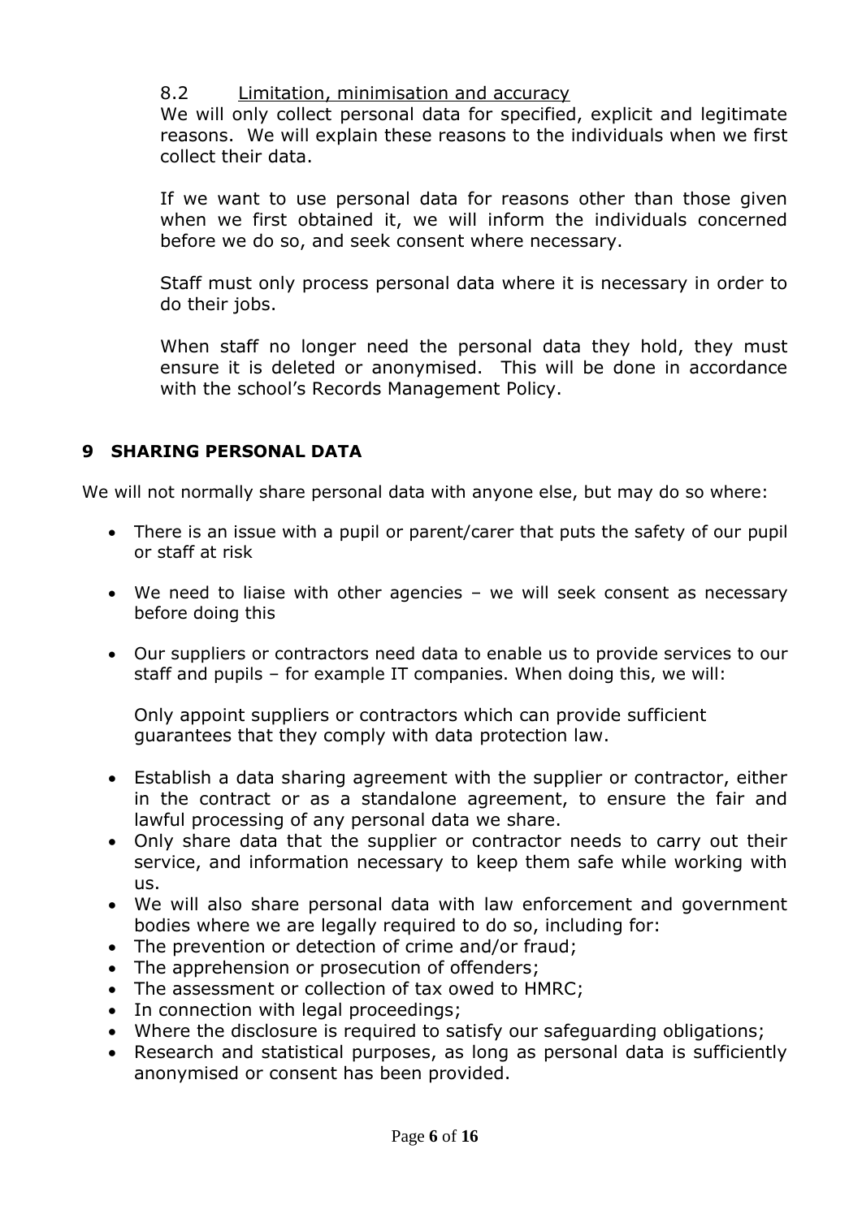### 8.2 Limitation, minimisation and accuracy

We will only collect personal data for specified, explicit and legitimate reasons. We will explain these reasons to the individuals when we first collect their data.

If we want to use personal data for reasons other than those given when we first obtained it, we will inform the individuals concerned before we do so, and seek consent where necessary.

Staff must only process personal data where it is necessary in order to do their jobs.

When staff no longer need the personal data they hold, they must ensure it is deleted or anonymised. This will be done in accordance with the school's Records Management Policy.

## 9 SHARING PERSONAL DATA

We will not normally share personal data with anyone else, but may do so where:

- There is an issue with a pupil or parent/carer that puts the safety of our pupil or staff at risk
- We need to liaise with other agencies – we will seek consent as necessary before doing this
- Our suppliers or contractors need data to enable us to provide services to our staff and pupils – for example IT companies. When doing this, we will:

  Only appoint suppliers or contractors which can provide sufficient guarantees that they comply with data protection law.

- Establish a data sharing agreement with the supplier or contractor, either in the contract or as a standalone agreement, to ensure the fair and lawful processing of any personal data we share.
- Only share data that the supplier or contractor needs to carry out their service, and information necessary to keep them safe while working with us.
- We will also share personal data with law enforcement and government bodies where we are legally required to do so, including for:
- The prevention or detection of crime and/or fraud;
- The apprehension or prosecution of offenders;
- The assessment or collection of tax owed to HMRC;
- In connection with legal proceedings;
- Where the disclosure is required to satisfy our safeguarding obligations;
- Research and statistical purposes, as long as personal data is sufficiently anonymised or consent has been provided.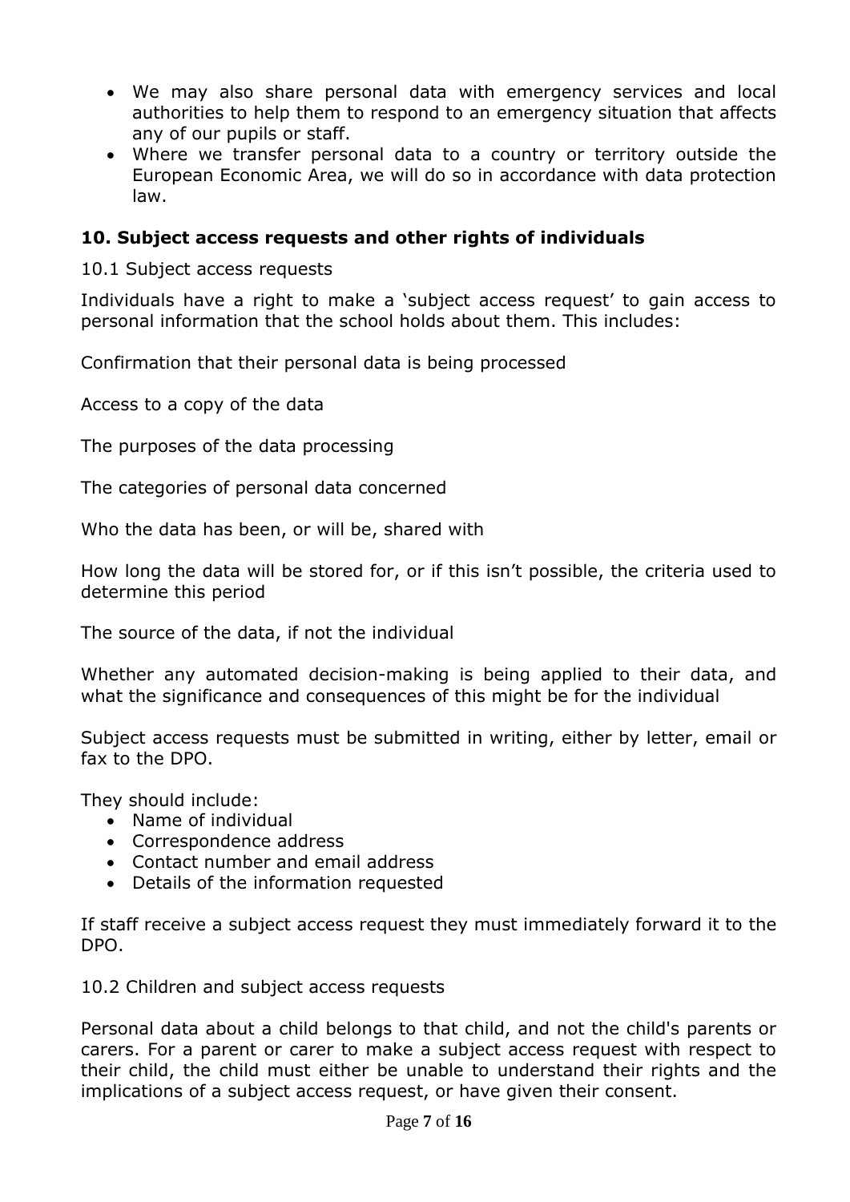- We may also share personal data with emergency services and local authorities to help them to respond to an emergency situation that affects any of our pupils or staff.
- Where we transfer personal data to a country or territory outside the European Economic Area, we will do so in accordance with data protection law.

## 10. Subject access requests and other rights of individuals

10.1 Subject access requests

Individuals have a right to make a 'subject access request' to gain access to personal information that the school holds about them. This includes:

Confirmation that their personal data is being processed

Access to a copy of the data

The purposes of the data processing

The categories of personal data concerned

Who the data has been, or will be, shared with

How long the data will be stored for, or if this isn't possible, the criteria used to determine this period

The source of the data, if not the individual

Whether any automated decision-making is being applied to their data, and what the significance and consequences of this might be for the individual

Subject access requests must be submitted in writing, either by letter, email or fax to the DPO.

They should include:

- Name of individual
- Correspondence address
- Contact number and email address
- Details of the information requested

If staff receive a subject access request they must immediately forward it to the DPO.

10.2 Children and subject access requests

Personal data about a child belongs to that child, and not the child's parents or carers. For a parent or carer to make a subject access request with respect to their child, the child must either be unable to understand their rights and the implications of a subject access request, or have given their consent.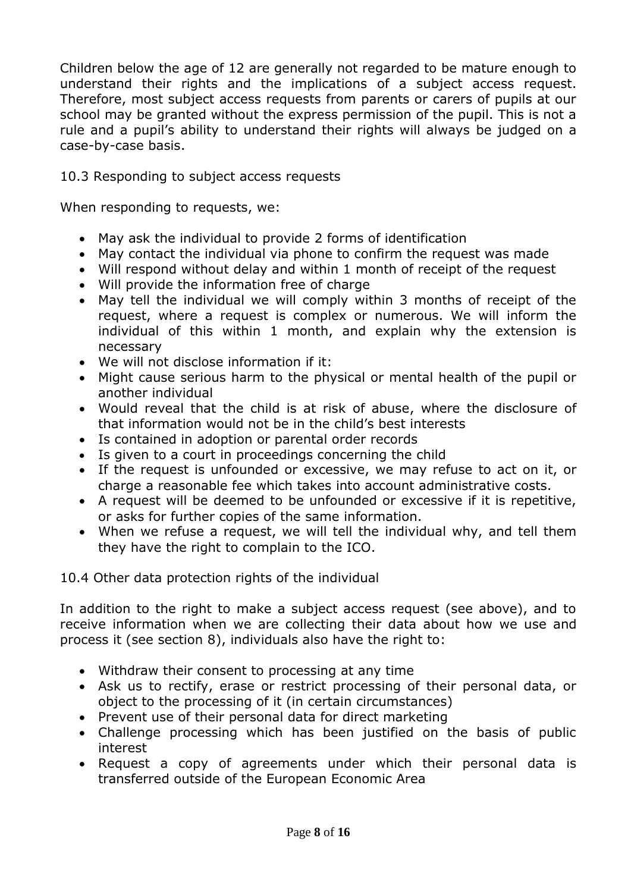Children below the age of 12 are generally not regarded to be mature enough to understand their rights and the implications of a subject access request. Therefore, most subject access requests from parents or carers of pupils at our school may be granted without the express permission of the pupil. This is not a rule and a pupil's ability to understand their rights will always be judged on a case-by-case basis.

### 10.3 Responding to subject access requests

When responding to requests, we:

- May ask the individual to provide 2 forms of identification
- May contact the individual via phone to confirm the request was made
- Will respond without delay and within 1 month of receipt of the request
- Will provide the information free of charge
- May tell the individual we will comply within 3 months of receipt of the request, where a request is complex or numerous. We will inform the individual of this within 1 month, and explain why the extension is necessary
- We will not disclose information if it:
- Might cause serious harm to the physical or mental health of the pupil or another individual
- Would reveal that the child is at risk of abuse, where the disclosure of that information would not be in the child's best interests
- Is contained in adoption or parental order records
- Is given to a court in proceedings concerning the child
- If the request is unfounded or excessive, we may refuse to act on it, or charge a reasonable fee which takes into account administrative costs.
- A request will be deemed to be unfounded or excessive if it is repetitive, or asks for further copies of the same information.
- When we refuse a request, we will tell the individual why, and tell them they have the right to complain to the ICO.

### 10.4 Other data protection rights of the individual

In addition to the right to make a subject access request (see above), and to receive information when we are collecting their data about how we use and process it (see section 8), individuals also have the right to:

- Withdraw their consent to processing at any time
- Ask us to rectify, erase or restrict processing of their personal data, or object to the processing of it (in certain circumstances)
- Prevent use of their personal data for direct marketing
- Challenge processing which has been justified on the basis of public interest
- Request a copy of agreements under which their personal data is transferred outside of the European Economic Area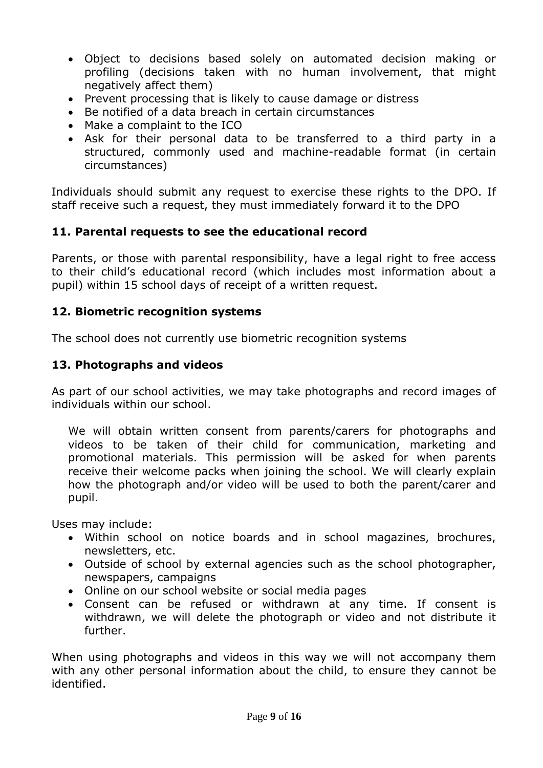- Object to decisions based solely on automated decision making or profiling (decisions taken with no human involvement, that might negatively affect them)
- Prevent processing that is likely to cause damage or distress
- Be notified of a data breach in certain circumstances
- Make a complaint to the ICO
- Ask for their personal data to be transferred to a third party in a structured, commonly used and machine-readable format (in certain circumstances)

Individuals should submit any request to exercise these rights to the DPO. If staff receive such a request, they must immediately forward it to the DPO

## 11. Parental requests to see the educational record

Parents, or those with parental responsibility, have a legal right to free access to their child's educational record (which includes most information about a pupil) within 15 school days of receipt of a written request.

## 12. Biometric recognition systems

The school does not currently use biometric recognition systems

## 13. Photographs and videos

As part of our school activities, we may take photographs and record images of individuals within our school.

We will obtain written consent from parents/carers for photographs and videos to be taken of their child for communication, marketing and promotional materials. This permission will be asked for when parents receive their welcome packs when joining the school. We will clearly explain how the photograph and/or video will be used to both the parent/carer and pupil.

Uses may include:

- Within school on notice boards and in school magazines, brochures, newsletters, etc.
- Outside of school by external agencies such as the school photographer, newspapers, campaigns
- Online on our school website or social media pages
- Consent can be refused or withdrawn at any time. If consent is withdrawn, we will delete the photograph or video and not distribute it further.

When using photographs and videos in this way we will not accompany them with any other personal information about the child, to ensure they cannot be identified.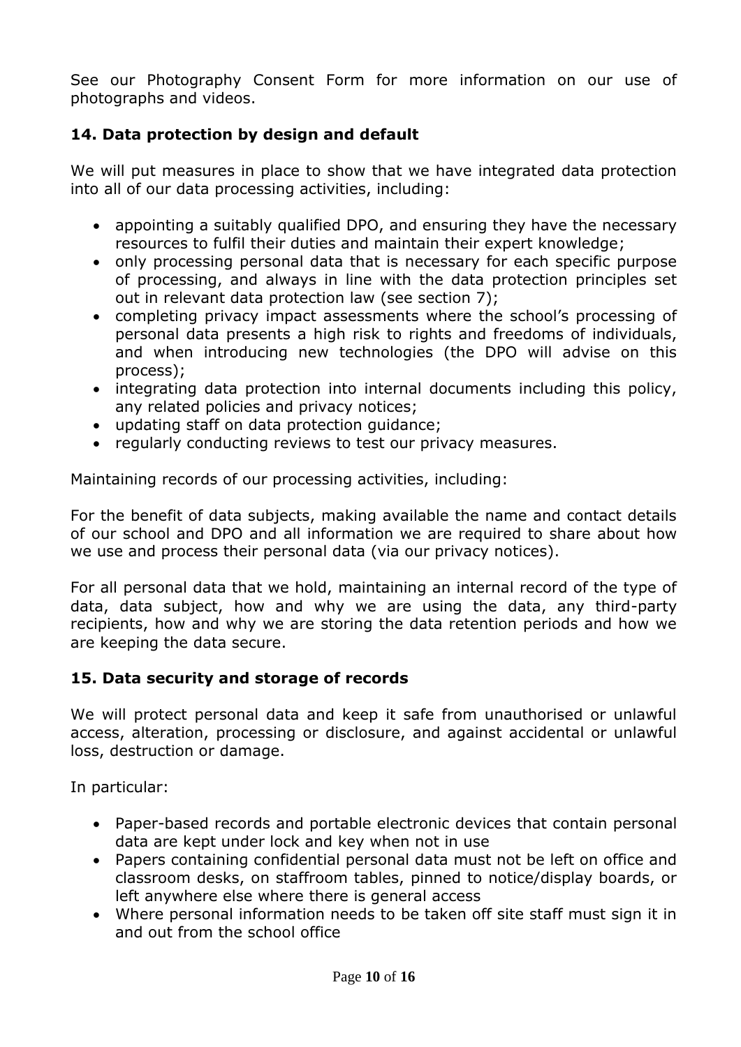See our Photography Consent Form for more information on our use of photographs and videos.

## 14. Data protection by design and default

We will put measures in place to show that we have integrated data protection into all of our data processing activities, including:

- appointing a suitably qualified DPO, and ensuring they have the necessary resources to fulfil their duties and maintain their expert knowledge;
- only processing personal data that is necessary for each specific purpose of processing, and always in line with the data protection principles set out in relevant data protection law (see section 7);
- completing privacy impact assessments where the school's processing of personal data presents a high risk to rights and freedoms of individuals, and when introducing new technologies (the DPO will advise on this process);
- integrating data protection into internal documents including this policy, any related policies and privacy notices;
- updating staff on data protection guidance;
- regularly conducting reviews to test our privacy measures.

Maintaining records of our processing activities, including:

For the benefit of data subjects, making available the name and contact details of our school and DPO and all information we are required to share about how we use and process their personal data (via our privacy notices).

For all personal data that we hold, maintaining an internal record of the type of data, data subject, how and why we are using the data, any third-party recipients, how and why we are storing the data retention periods and how we are keeping the data secure.

## 15. Data security and storage of records

We will protect personal data and keep it safe from unauthorised or unlawful access, alteration, processing or disclosure, and against accidental or unlawful loss, destruction or damage.

In particular:

- Paper-based records and portable electronic devices that contain personal data are kept under lock and key when not in use
- Papers containing confidential personal data must not be left on office and classroom desks, on staffroom tables, pinned to notice/display boards, or left anywhere else where there is general access
- Where personal information needs to be taken off site staff must sign it in and out from the school office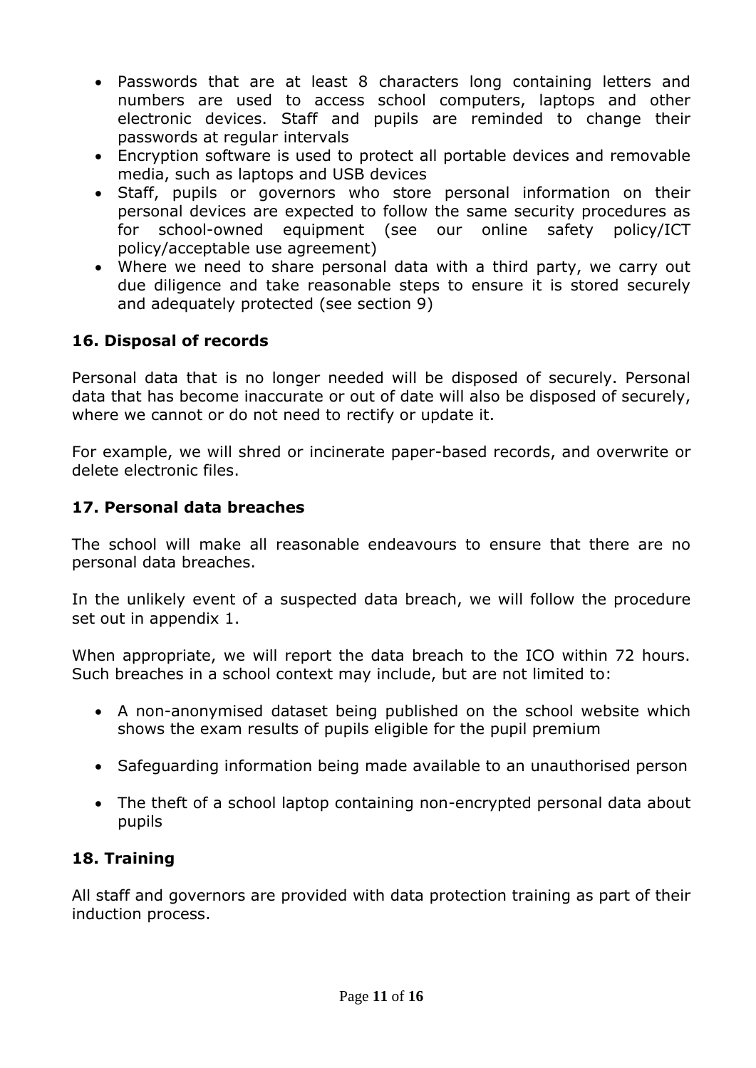- Passwords that are at least 8 characters long containing letters and numbers are used to access school computers, laptops and other electronic devices. Staff and pupils are reminded to change their passwords at regular intervals
- Encryption software is used to protect all portable devices and removable media, such as laptops and USB devices
- Staff, pupils or governors who store personal information on their personal devices are expected to follow the same security procedures as for school-owned equipment (see our online safety policy/ICT policy/acceptable use agreement)
- Where we need to share personal data with a third party, we carry out due diligence and take reasonable steps to ensure it is stored securely and adequately protected (see section 9)

## 16. Disposal of records

Personal data that is no longer needed will be disposed of securely. Personal data that has become inaccurate or out of date will also be disposed of securely, where we cannot or do not need to rectify or update it.

For example, we will shred or incinerate paper-based records, and overwrite or delete electronic files.

## 17. Personal data breaches

The school will make all reasonable endeavours to ensure that there are no personal data breaches.

In the unlikely event of a suspected data breach, we will follow the procedure set out in appendix 1.

When appropriate, we will report the data breach to the ICO within 72 hours. Such breaches in a school context may include, but are not limited to:

- A non-anonymised dataset being published on the school website which shows the exam results of pupils eligible for the pupil premium
- Safeguarding information being made available to an unauthorised person
- The theft of a school laptop containing non-encrypted personal data about pupils

## 18. Training

All staff and governors are provided with data protection training as part of their induction process.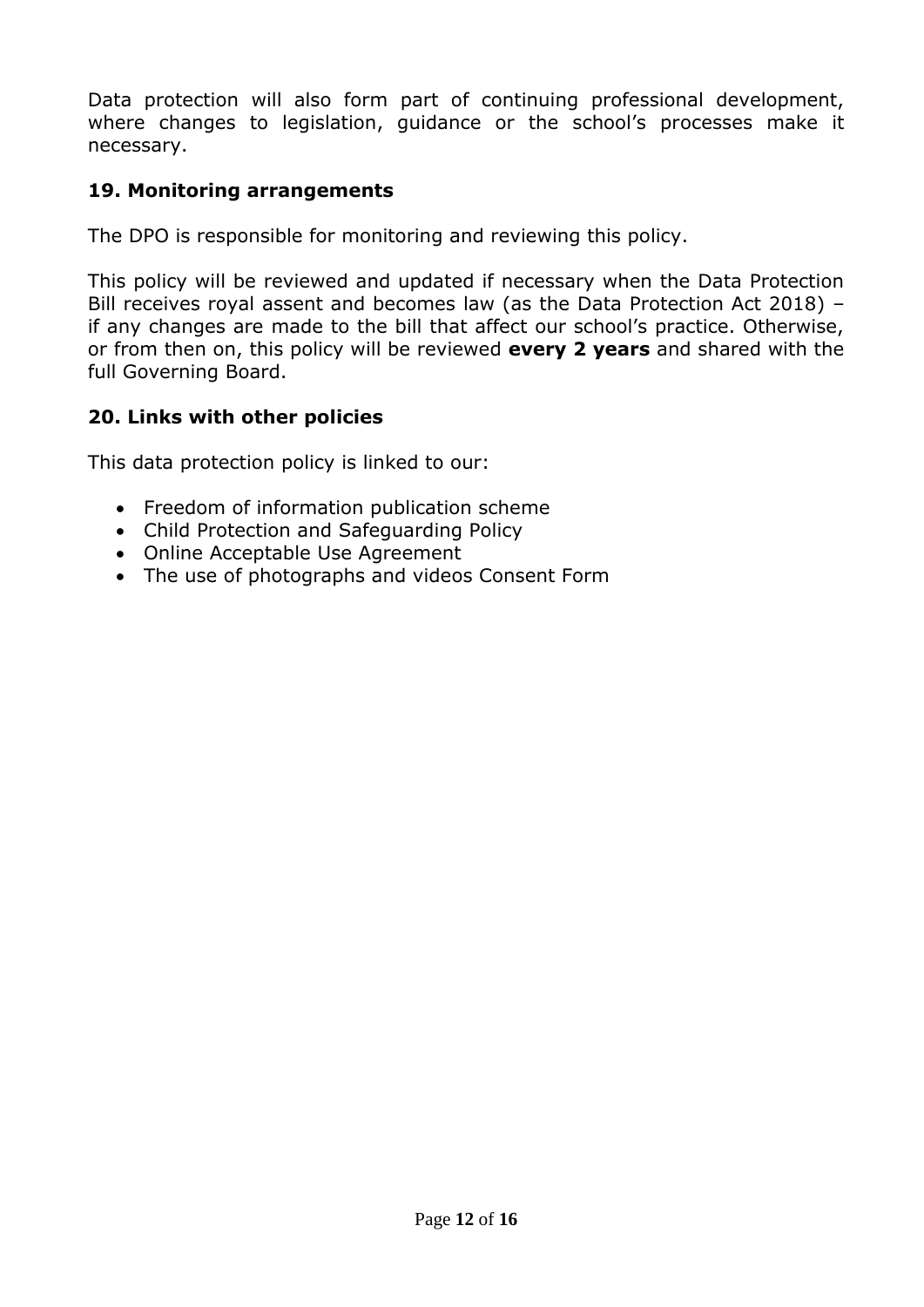Data protection will also form part of continuing professional development, where changes to legislation, guidance or the school's processes make it necessary.

## 19. Monitoring arrangements

The DPO is responsible for monitoring and reviewing this policy.

This policy will be reviewed and updated if necessary when the Data Protection Bill receives royal assent and becomes law (as the Data Protection Act 2018) – if any changes are made to the bill that affect our school's practice. Otherwise, or from then on, this policy will be reviewed **every 2 years** and shared with the full Governing Board.

## 20. Links with other policies

This data protection policy is linked to our:

- Freedom of information publication scheme
- Child Protection and Safeguarding Policy
- Online Acceptable Use Agreement
- The use of photographs and videos Consent Form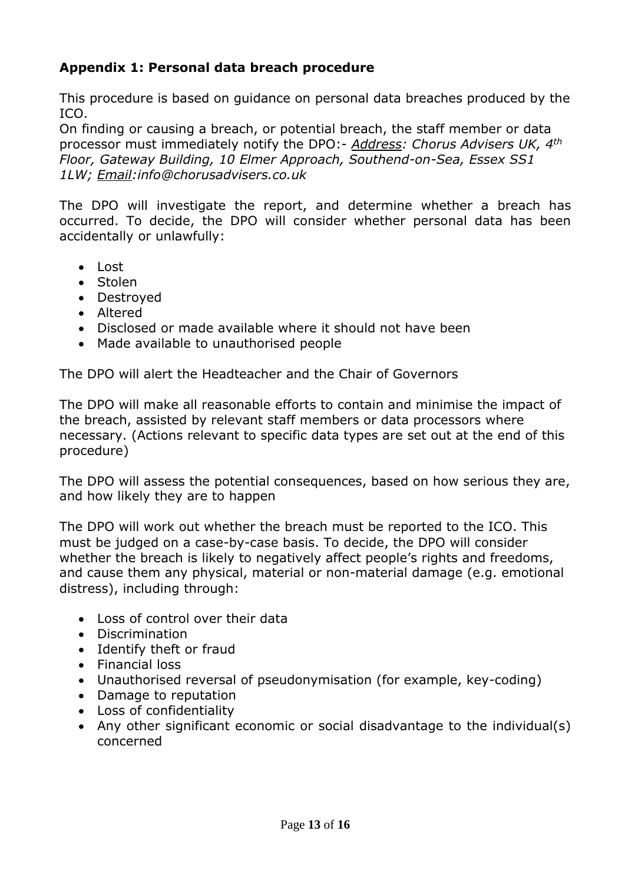**Appendix 1: Personal data breach procedure**

This procedure is based on guidance on personal data breaches produced by the ICO.
On finding or causing a breach, or potential breach, the staff member or data processor must immediately notify the DPO:- *Address: Chorus Advisers UK, 4th Floor, Gateway Building, 10 Elmer Approach, Southend-on-Sea, Essex SS1 1LW; Email:info@chorusadvisers.co.uk*

The DPO will investigate the report, and determine whether a breach has occurred. To decide, the DPO will consider whether personal data has been accidentally or unlawfully:

- Lost
- Stolen
- Destroyed
- Altered
- Disclosed or made available where it should not have been
- Made available to unauthorised people

The DPO will alert the Headteacher and the Chair of Governors

The DPO will make all reasonable efforts to contain and minimise the impact of the breach, assisted by relevant staff members or data processors where necessary. (Actions relevant to specific data types are set out at the end of this procedure)

The DPO will assess the potential consequences, based on how serious they are, and how likely they are to happen

The DPO will work out whether the breach must be reported to the ICO. This must be judged on a case-by-case basis. To decide, the DPO will consider whether the breach is likely to negatively affect people's rights and freedoms, and cause them any physical, material or non-material damage (e.g. emotional distress), including through:

- Loss of control over their data
- Discrimination
- Identify theft or fraud
- Financial loss
- Unauthorised reversal of pseudonymisation (for example, key-coding)
- Damage to reputation
- Loss of confidentiality
- Any other significant economic or social disadvantage to the individual(s) concerned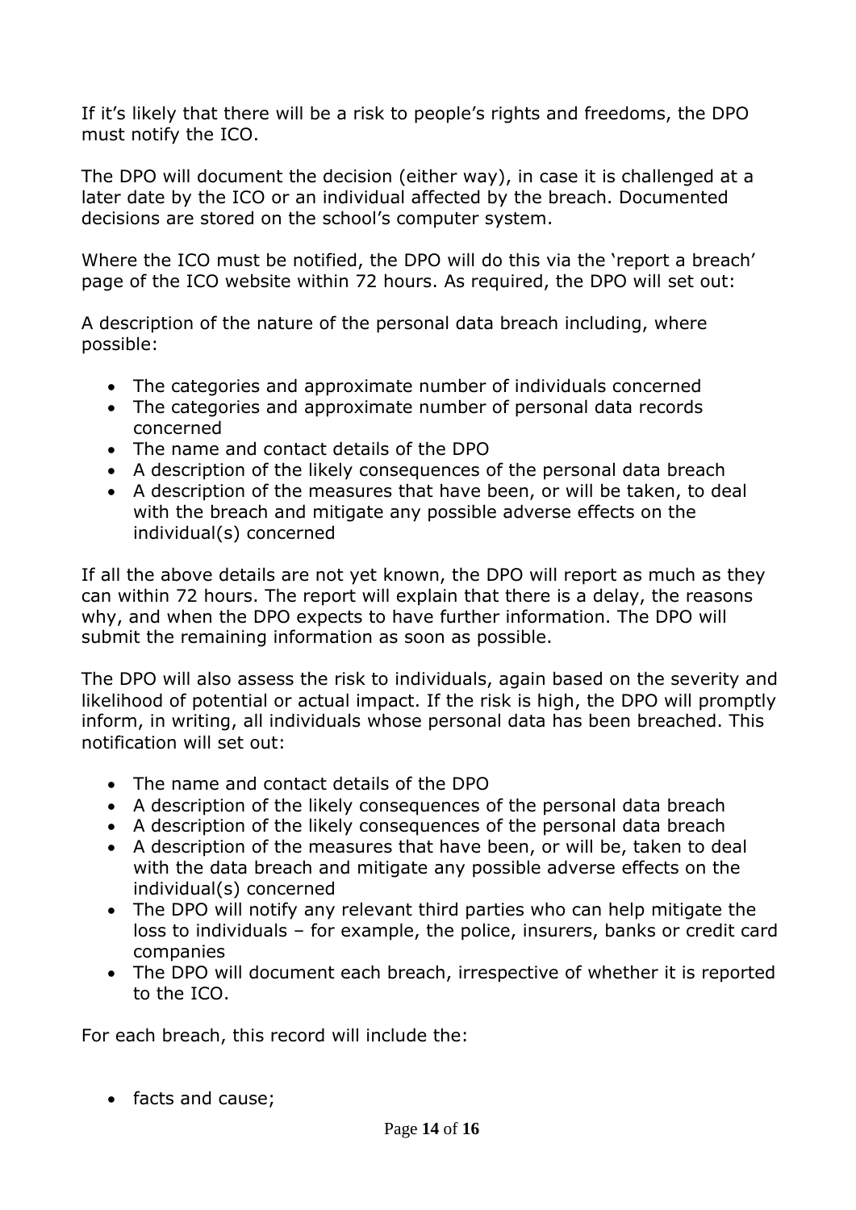If it's likely that there will be a risk to people's rights and freedoms, the DPO must notify the ICO.

The DPO will document the decision (either way), in case it is challenged at a later date by the ICO or an individual affected by the breach. Documented decisions are stored on the school's computer system.

Where the ICO must be notified, the DPO will do this via the 'report a breach' page of the ICO website within 72 hours. As required, the DPO will set out:

A description of the nature of the personal data breach including, where possible:

- The categories and approximate number of individuals concerned
- The categories and approximate number of personal data records concerned
- The name and contact details of the DPO
- A description of the likely consequences of the personal data breach
- A description of the measures that have been, or will be taken, to deal with the breach and mitigate any possible adverse effects on the individual(s) concerned

If all the above details are not yet known, the DPO will report as much as they can within 72 hours. The report will explain that there is a delay, the reasons why, and when the DPO expects to have further information. The DPO will submit the remaining information as soon as possible.

The DPO will also assess the risk to individuals, again based on the severity and likelihood of potential or actual impact. If the risk is high, the DPO will promptly inform, in writing, all individuals whose personal data has been breached. This notification will set out:

- The name and contact details of the DPO
- A description of the likely consequences of the personal data breach
- A description of the likely consequences of the personal data breach
- A description of the measures that have been, or will be, taken to deal with the data breach and mitigate any possible adverse effects on the individual(s) concerned
- The DPO will notify any relevant third parties who can help mitigate the loss to individuals – for example, the police, insurers, banks or credit card companies
- The DPO will document each breach, irrespective of whether it is reported to the ICO.

For each breach, this record will include the:

- facts and cause;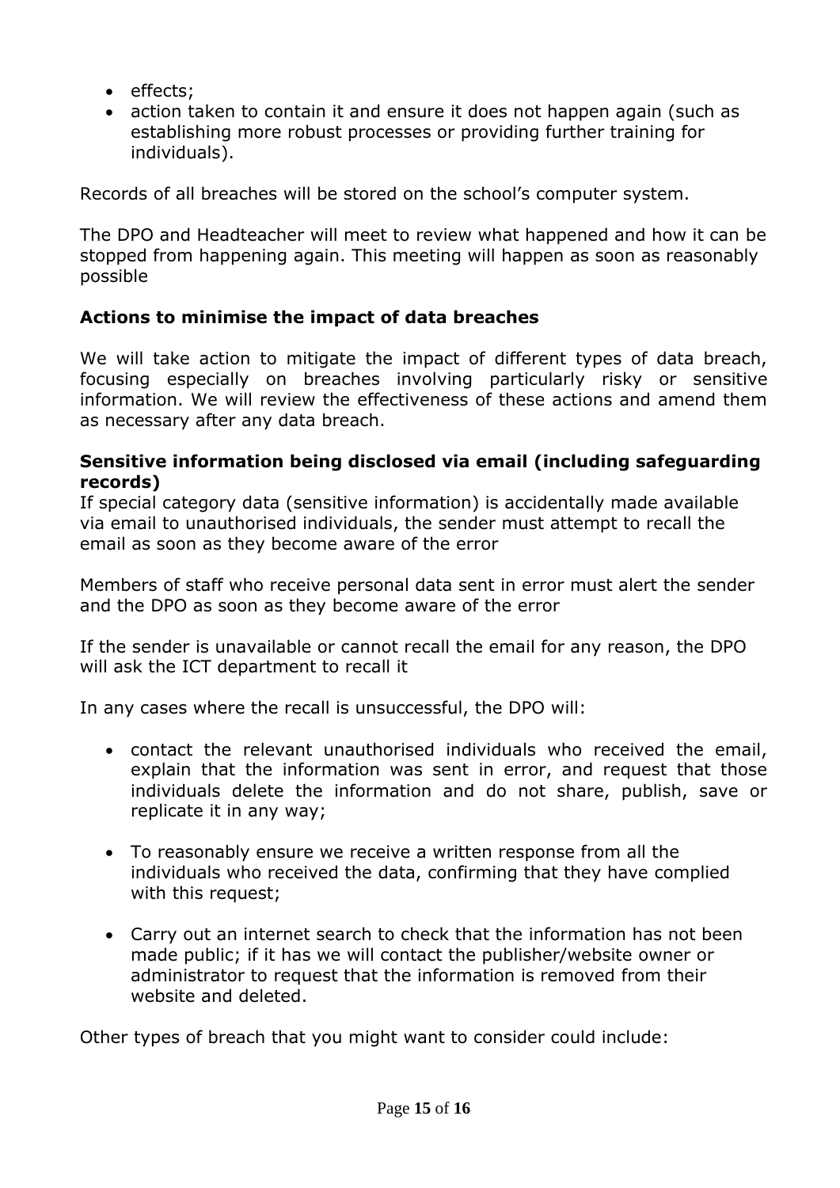- effects;
- action taken to contain it and ensure it does not happen again (such as establishing more robust processes or providing further training for individuals).

Records of all breaches will be stored on the school's computer system.

The DPO and Headteacher will meet to review what happened and how it can be stopped from happening again. This meeting will happen as soon as reasonably possible

### Actions to minimise the impact of data breaches

We will take action to mitigate the impact of different types of data breach, focusing especially on breaches involving particularly risky or sensitive information. We will review the effectiveness of these actions and amend them as necessary after any data breach.

#### Sensitive information being disclosed via email (including safeguarding records)

If special category data (sensitive information) is accidentally made available via email to unauthorised individuals, the sender must attempt to recall the email as soon as they become aware of the error

Members of staff who receive personal data sent in error must alert the sender and the DPO as soon as they become aware of the error

If the sender is unavailable or cannot recall the email for any reason, the DPO will ask the ICT department to recall it

In any cases where the recall is unsuccessful, the DPO will:

- contact the relevant unauthorised individuals who received the email, explain that the information was sent in error, and request that those individuals delete the information and do not share, publish, save or replicate it in any way;
- To reasonably ensure we receive a written response from all the individuals who received the data, confirming that they have complied with this request;
- Carry out an internet search to check that the information has not been made public; if it has we will contact the publisher/website owner or administrator to request that the information is removed from their website and deleted.

Other types of breach that you might want to consider could include: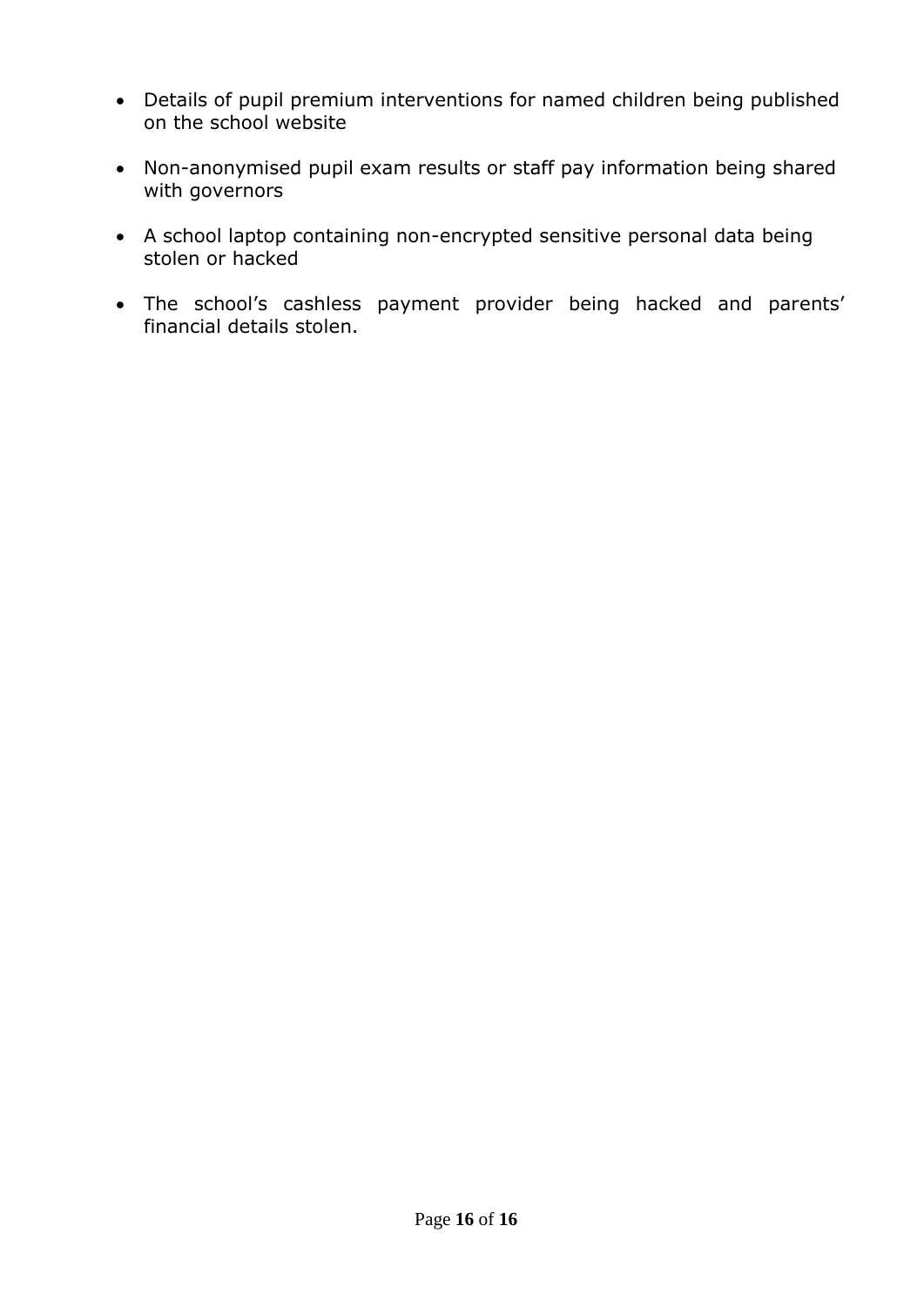- Details of pupil premium interventions for named children being published on the school website
- Non-anonymised pupil exam results or staff pay information being shared with governors
- A school laptop containing non-encrypted sensitive personal data being stolen or hacked
- The school's cashless payment provider being hacked and parents' financial details stolen.